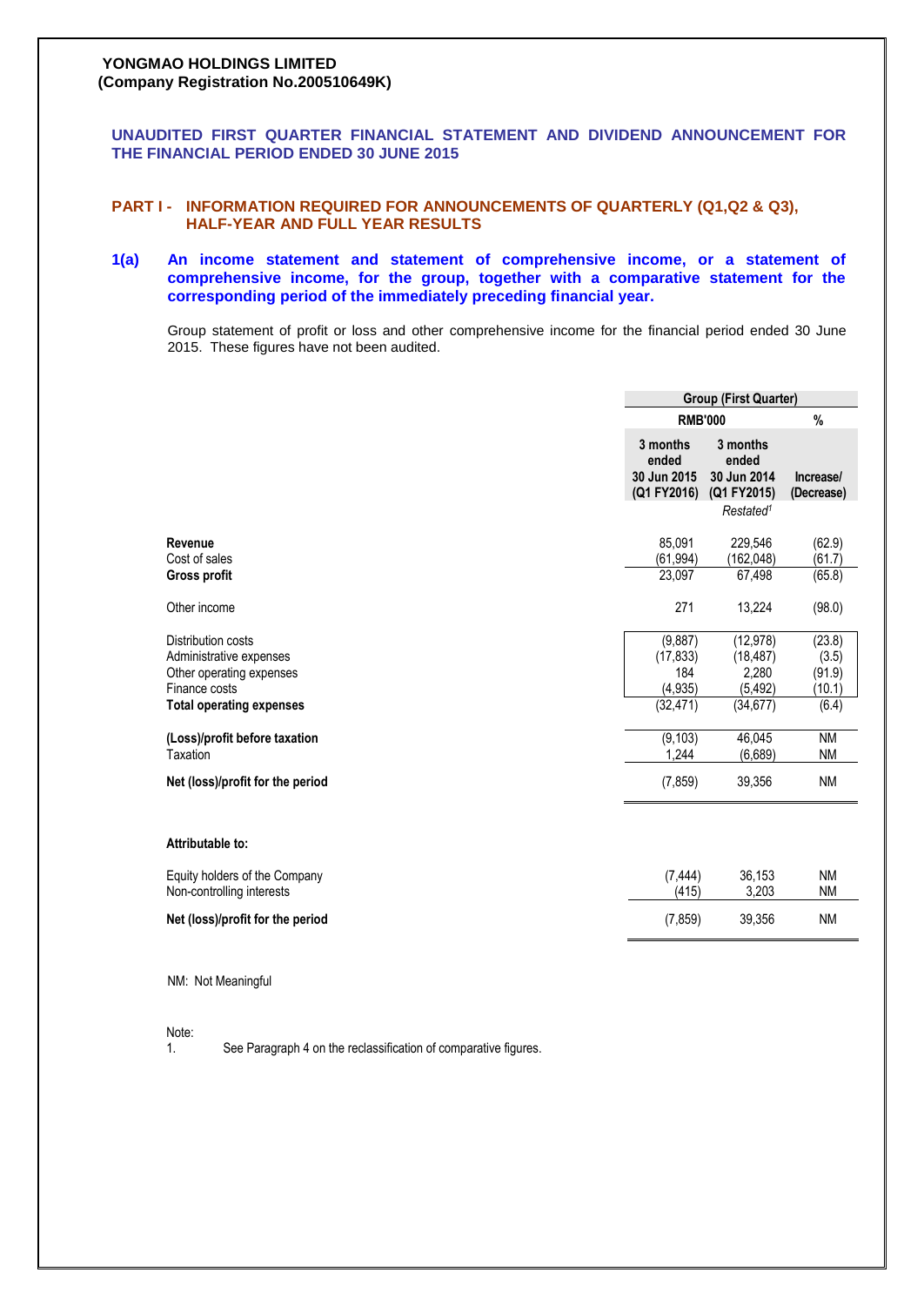**YONGMAO HOLDINGS LIMITED**
**(Company Registration No.200510649K)**

## UNAUDITED FIRST QUARTER FINANCIAL STATEMENT AND DIVIDEND ANNOUNCEMENT FOR THE FINANCIAL PERIOD ENDED 30 JUNE 2015

## PART I - INFORMATION REQUIRED FOR ANNOUNCEMENTS OF QUARTERLY (Q1,Q2 & Q3), HALF-YEAR AND FULL YEAR RESULTS

### 1(a) An income statement and statement of comprehensive income, or a statement of comprehensive income, for the group, together with a comparative statement for the corresponding period of the immediately preceding financial year.

Group statement of profit or loss and other comprehensive income for the financial period ended 30 June 2015. These figures have not been audited.

| | Group (First Quarter) | | |
|---|---|---|---|
| | RMB'000 | | % |
| | 3 months ended 30 Jun 2015 (Q1 FY2016) | 3 months ended 30 Jun 2014 (Q1 FY2015) *Restated*[1] | Increase/ (Decrease) |
| **Revenue** | 85,091 | 229,546 | (62.9) |
| Cost of sales | (61,994) | (162,048) | (61.7) |
| **Gross profit** | 23,097 | 67,498 | (65.8) |
| Other income | 271 | 13,224 | (98.0) |
| Distribution costs | (9,887) | (12,978) | (23.8) |
| Administrative expenses | (17,833) | (18,487) | (3.5) |
| Other operating expenses | 184 | 2,280 | (91.9) |
| Finance costs | (4,935) | (5,492) | (10.1) |
| **Total operating expenses** | (32,471) | (34,677) | (6.4) |
| **(Loss)/profit before taxation** | (9,103) | 46,045 | NM |
| Taxation | 1,244 | (6,689) | NM |
| **Net (loss)/profit for the period** | (7,859) | 39,356 | NM |
| **Attributable to:** | | | |
| Equity holders of the Company | (7,444) | 36,153 | NM |
| Non-controlling interests | (415) | 3,203 | NM |
| **Net (loss)/profit for the period** | (7,859) | 39,356 | NM |

NM: Not Meaningful

Note:
1. See Paragraph 4 on the reclassification of comparative figures.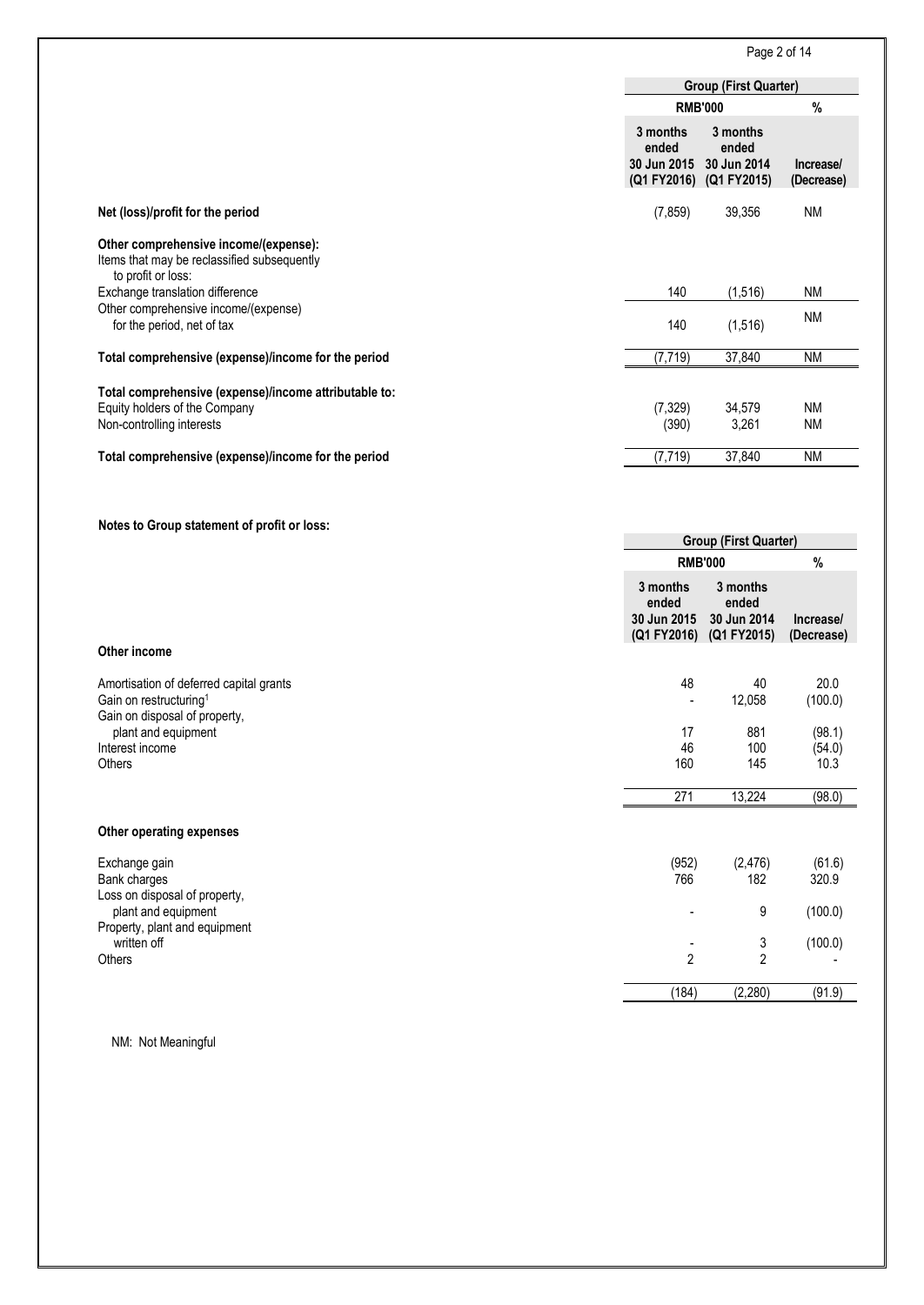| | Group (First Quarter) | | |
|---|---|---|---|
| | RMB'000 | | % |
| | 3 months ended 30 Jun 2015 (Q1 FY2016) | 3 months ended 30 Jun 2014 (Q1 FY2015) | Increase/ (Decrease) |
| **Net (loss)/profit for the period** | (7,859) | 39,356 | NM |
| **Other comprehensive income/(expense):** | | | |
| Items that may be reclassified subsequently to profit or loss: | | | |
| Exchange translation difference | 140 | (1,516) | NM |
| Other comprehensive income/(expense) for the period, net of tax | 140 | (1,516) | NM |
| **Total comprehensive (expense)/income for the period** | (7,719) | 37,840 | NM |
| **Total comprehensive (expense)/income attributable to:** | | | |
| Equity holders of the Company | (7,329) | 34,579 | NM |
| Non-controlling interests | (390) | 3,261 | NM |
| **Total comprehensive (expense)/income for the period** | (7,719) | 37,840 | NM |

**Notes to Group statement of profit or loss:**

| | Group (First Quarter) | | |
|---|---|---|---|
| | RMB'000 | | % |
| | 3 months ended 30 Jun 2015 (Q1 FY2016) | 3 months ended 30 Jun 2014 (Q1 FY2015) | Increase/ (Decrease) |
| **Other income** | | | |
| Amortisation of deferred capital grants | 48 | 40 | 20.0 |
| Gain on restructuring[1] | - | 12,058 | (100.0) |
| Gain on disposal of property, plant and equipment | 17 | 881 | (98.1) |
| Interest income | 46 | 100 | (54.0) |
| Others | 160 | 145 | 10.3 |
| | 271 | 13,224 | (98.0) |
| **Other operating expenses** | | | |
| Exchange gain | (952) | (2,476) | (61.6) |
| Bank charges | 766 | 182 | 320.9 |
| Loss on disposal of property, plant and equipment | - | 9 | (100.0) |
| Property, plant and equipment written off | - | 3 | (100.0) |
| Others | 2 | 2 | - |
| | (184) | (2,280) | (91.9) |

NM: Not Meaningful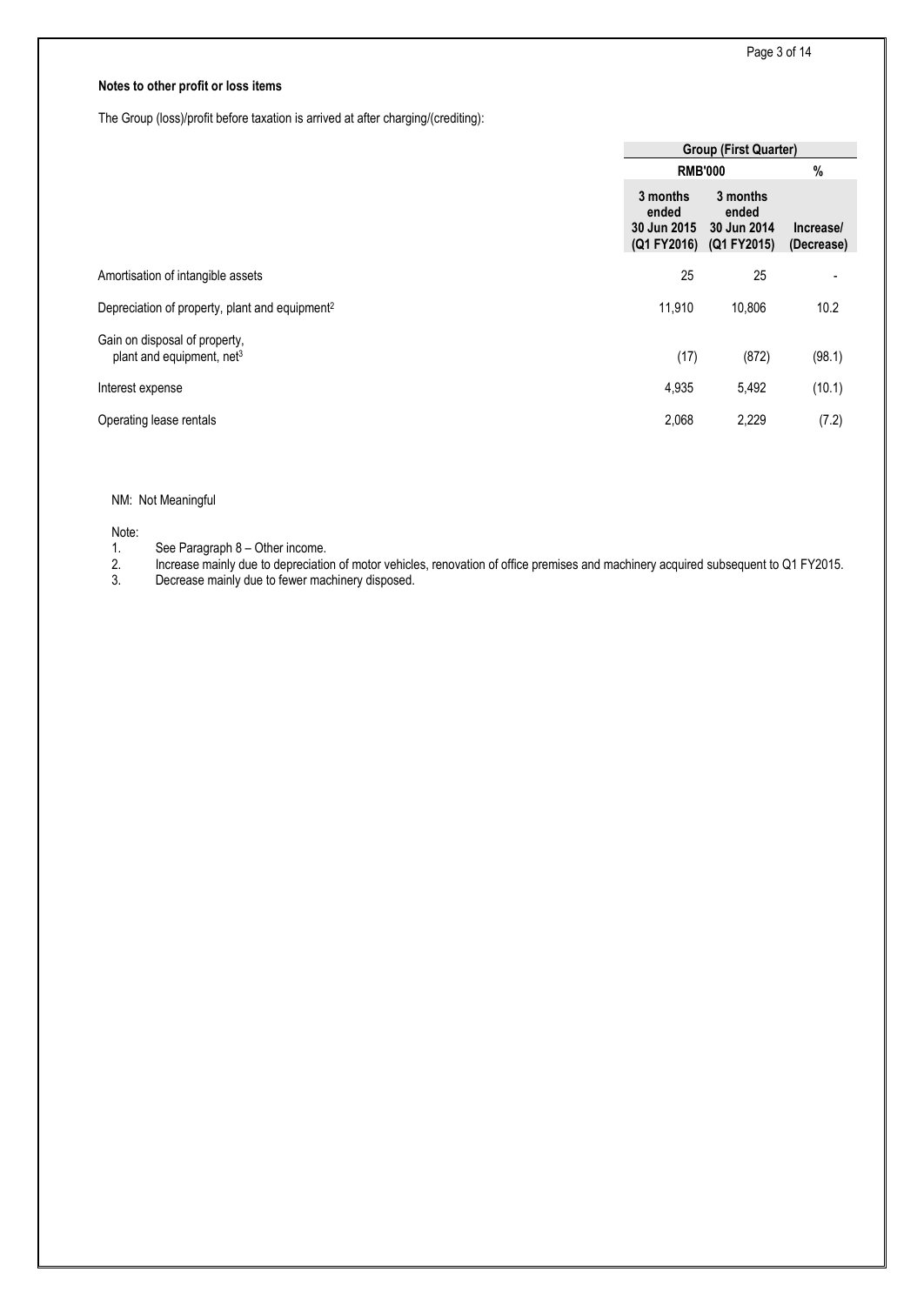**Notes to other profit or loss items**

The Group (loss)/profit before taxation is arrived at after charging/(crediting):

| | Group (First Quarter) | | |
|---|---|---|---|
| | RMB'000 | | % |
| | 3 months ended 30 Jun 2015 (Q1 FY2016) | 3 months ended 30 Jun 2014 (Q1 FY2015) | Increase/ (Decrease) |
| Amortisation of intangible assets | 25 | 25 | - |
| Depreciation of property, plant and equipment[2] | 11,910 | 10,806 | 10.2 |
| Gain on disposal of property, plant and equipment, net[3] | (17) | (872) | (98.1) |
| Interest expense | 4,935 | 5,492 | (10.1) |
| Operating lease rentals | 2,068 | 2,229 | (7.2) |

NM: Not Meaningful

Note:

1. See Paragraph 8 – Other income.
2. Increase mainly due to depreciation of motor vehicles, renovation of office premises and machinery acquired subsequent to Q1 FY2015.
3. Decrease mainly due to fewer machinery disposed.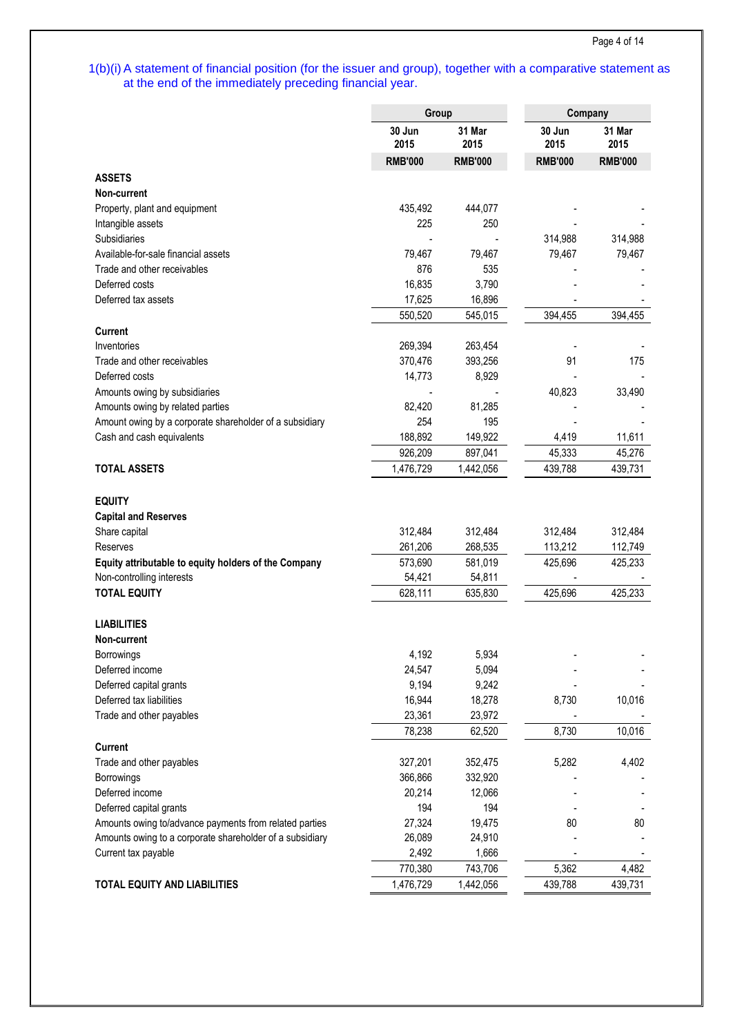1(b)(i) A statement of financial position (for the issuer and group), together with a comparative statement as at the end of the immediately preceding financial year.

| | Group | | Company | |
|---|---|---|---|---|
| | 30 Jun 2015 | 31 Mar 2015 | 30 Jun 2015 | 31 Mar 2015 |
| | RMB'000 | RMB'000 | RMB'000 | RMB'000 |
| **ASSETS** | | | | |
| **Non-current** | | | | |
| Property, plant and equipment | 435,492 | 444,077 | - | - |
| Intangible assets | 225 | 250 | - | - |
| Subsidiaries | - | - | 314,988 | 314,988 |
| Available-for-sale financial assets | 79,467 | 79,467 | 79,467 | 79,467 |
| Trade and other receivables | 876 | 535 | - | - |
| Deferred costs | 16,835 | 3,790 | - | - |
| Deferred tax assets | 17,625 | 16,896 | - | - |
| | 550,520 | 545,015 | 394,455 | 394,455 |
| **Current** | | | | |
| Inventories | 269,394 | 263,454 | - | - |
| Trade and other receivables | 370,476 | 393,256 | 91 | 175 |
| Deferred costs | 14,773 | 8,929 | - | - |
| Amounts owing by subsidiaries | - | - | 40,823 | 33,490 |
| Amounts owing by related parties | 82,420 | 81,285 | - | - |
| Amount owing by a corporate shareholder of a subsidiary | 254 | 195 | - | - |
| Cash and cash equivalents | 188,892 | 149,922 | 4,419 | 11,611 |
| | 926,209 | 897,041 | 45,333 | 45,276 |
| **TOTAL ASSETS** | 1,476,729 | 1,442,056 | 439,788 | 439,731 |
| | | | | |
| **EQUITY** | | | | |
| **Capital and Reserves** | | | | |
| Share capital | 312,484 | 312,484 | 312,484 | 312,484 |
| Reserves | 261,206 | 268,535 | 113,212 | 112,749 |
| **Equity attributable to equity holders of the Company** | 573,690 | 581,019 | 425,696 | 425,233 |
| Non-controlling interests | 54,421 | 54,811 | - | - |
| **TOTAL EQUITY** | 628,111 | 635,830 | 425,696 | 425,233 |
| | | | | |
| **LIABILITIES** | | | | |
| **Non-current** | | | | |
| Borrowings | 4,192 | 5,934 | - | - |
| Deferred income | 24,547 | 5,094 | - | - |
| Deferred capital grants | 9,194 | 9,242 | - | - |
| Deferred tax liabilities | 16,944 | 18,278 | 8,730 | 10,016 |
| Trade and other payables | 23,361 | 23,972 | - | - |
| | 78,238 | 62,520 | 8,730 | 10,016 |
| **Current** | | | | |
| Trade and other payables | 327,201 | 352,475 | 5,282 | 4,402 |
| Borrowings | 366,866 | 332,920 | - | - |
| Deferred income | 20,214 | 12,066 | - | - |
| Deferred capital grants | 194 | 194 | - | - |
| Amounts owing to/advance payments from related parties | 27,324 | 19,475 | 80 | 80 |
| Amounts owing to a corporate shareholder of a subsidiary | 26,089 | 24,910 | - | - |
| Current tax payable | 2,492 | 1,666 | - | - |
| | 770,380 | 743,706 | 5,362 | 4,482 |
| **TOTAL EQUITY AND LIABILITIES** | 1,476,729 | 1,442,056 | 439,788 | 439,731 |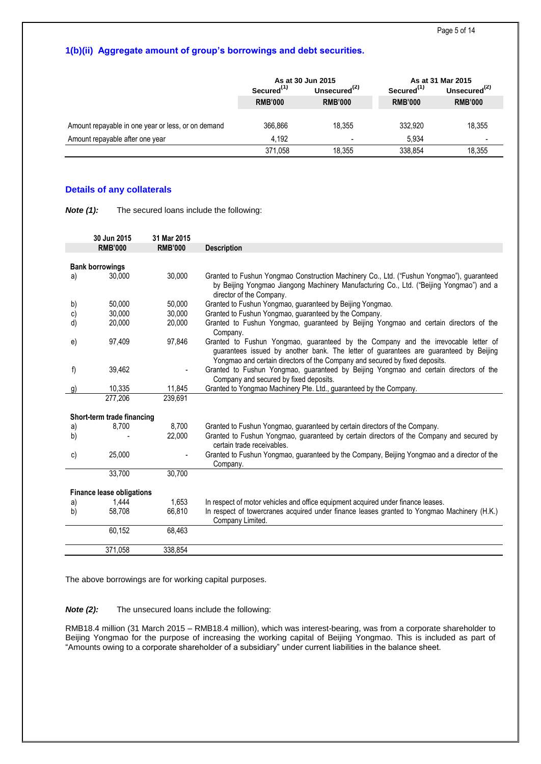## 1(b)(ii) Aggregate amount of group's borrowings and debt securities.

| | As at 30 Jun 2015 | | As at 31 Mar 2015 | |
|---|---|---|---|---|
| | Secured[(1)] | Unsecured[(2)] | Secured[(1)] | Unsecured[(2)] |
| | RMB'000 | RMB'000 | RMB'000 | RMB'000 |
| Amount repayable in one year or less, or on demand | 366,866 | 18,355 | 332,920 | 18,355 |
| Amount repayable after one year | 4,192 | - | 5,934 | - |
| | 371,058 | 18,355 | 338,854 | 18,355 |

### Details of any collaterals

***Note (1):*** The secured loans include the following:

| | 30 Jun 2015 RMB'000 | 31 Mar 2015 RMB'000 | Description |
|---|---|---|---|
| **Bank borrowings** | | | |
| a) | 30,000 | 30,000 | Granted to Fushun Yongmao Construction Machinery Co., Ltd. ("Fushun Yongmao"), guaranteed by Beijing Yongmao Jiangong Machinery Manufacturing Co., Ltd. ("Beijing Yongmao") and a director of the Company. |
| b) | 50,000 | 50,000 | Granted to Fushun Yongmao, guaranteed by Beijing Yongmao. |
| c) | 30,000 | 30,000 | Granted to Fushun Yongmao, guaranteed by the Company. |
| d) | 20,000 | 20,000 | Granted to Fushun Yongmao, guaranteed by Beijing Yongmao and certain directors of the Company. |
| e) | 97,409 | 97,846 | Granted to Fushun Yongmao, guaranteed by the Company and the irrevocable letter of guarantees issued by another bank. The letter of guarantees are guaranteed by Beijing Yongmao and certain directors of the Company and secured by fixed deposits. |
| f) | 39,462 | - | Granted to Fushun Yongmao, guaranteed by Beijing Yongmao and certain directors of the Company and secured by fixed deposits. |
| g) | 10,335 | 11,845 | Granted to Yongmao Machinery Pte. Ltd., guaranteed by the Company. |
| | 277,206 | 239,691 | |
| **Short-term trade financing** | | | |
| a) | 8,700 | 8,700 | Granted to Fushun Yongmao, guaranteed by certain directors of the Company. |
| b) | - | 22,000 | Granted to Fushun Yongmao, guaranteed by certain directors of the Company and secured by certain trade receivables. |
| c) | 25,000 | - | Granted to Fushun Yongmao, guaranteed by the Company, Beijing Yongmao and a director of the Company. |
| | 33,700 | 30,700 | |
| **Finance lease obligations** | | | |
| a) | 1,444 | 1,653 | In respect of motor vehicles and office equipment acquired under finance leases. |
| b) | 58,708 | 66,810 | In respect of towercranes acquired under finance leases granted to Yongmao Machinery (H.K.) Company Limited. |
| | 60,152 | 68,463 | |
| | 371,058 | 338,854 | |

The above borrowings are for working capital purposes.

***Note (2):*** The unsecured loans include the following:

RMB18.4 million (31 March 2015 – RMB18.4 million), which was interest-bearing, was from a corporate shareholder to Beijing Yongmao for the purpose of increasing the working capital of Beijing Yongmao. This is included as part of "Amounts owing to a corporate shareholder of a subsidiary" under current liabilities in the balance sheet.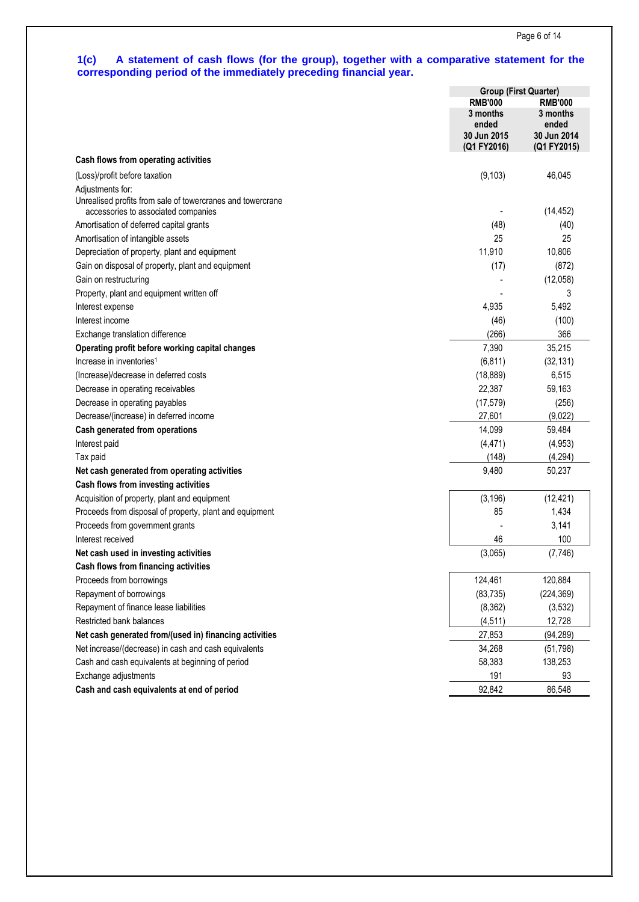**1(c) A statement of cash flows (for the group), together with a comparative statement for the corresponding period of the immediately preceding financial year.**

| | Group (First Quarter) | |
|---|---|---|
| | RMB'000 | RMB'000 |
| | 3 months ended 30 Jun 2015 (Q1 FY2016) | 3 months ended 30 Jun 2014 (Q1 FY2015) |
| **Cash flows from operating activities** | | |
| (Loss)/profit before taxation | (9,103) | 46,045 |
| Adjustments for: | | |
| Unrealised profits from sale of towercranes and towercrane accessories to associated companies | - | (14,452) |
| Amortisation of deferred capital grants | (48) | (40) |
| Amortisation of intangible assets | 25 | 25 |
| Depreciation of property, plant and equipment | 11,910 | 10,806 |
| Gain on disposal of property, plant and equipment | (17) | (872) |
| Gain on restructuring | - | (12,058) |
| Property, plant and equipment written off | - | 3 |
| Interest expense | 4,935 | 5,492 |
| Interest income | (46) | (100) |
| Exchange translation difference | (266) | 366 |
| **Operating profit before working capital changes** | 7,390 | 35,215 |
| Increase in inventories[1] | (6,811) | (32,131) |
| (Increase)/decrease in deferred costs | (18,889) | 6,515 |
| Decrease in operating receivables | 22,387 | 59,163 |
| Decrease in operating payables | (17,579) | (256) |
| Decrease/(increase) in deferred income | 27,601 | (9,022) |
| **Cash generated from operations** | 14,099 | 59,484 |
| Interest paid | (4,471) | (4,953) |
| Tax paid | (148) | (4,294) |
| **Net cash generated from operating activities** | 9,480 | 50,237 |
| **Cash flows from investing activities** | | |
| Acquisition of property, plant and equipment | (3,196) | (12,421) |
| Proceeds from disposal of property, plant and equipment | 85 | 1,434 |
| Proceeds from government grants | - | 3,141 |
| Interest received | 46 | 100 |
| **Net cash used in investing activities** | (3,065) | (7,746) |
| **Cash flows from financing activities** | | |
| Proceeds from borrowings | 124,461 | 120,884 |
| Repayment of borrowings | (83,735) | (224,369) |
| Repayment of finance lease liabilities | (8,362) | (3,532) |
| Restricted bank balances | (4,511) | 12,728 |
| **Net cash generated from/(used in) financing activities** | 27,853 | (94,289) |
| Net increase/(decrease) in cash and cash equivalents | 34,268 | (51,798) |
| Cash and cash equivalents at beginning of period | 58,383 | 138,253 |
| Exchange adjustments | 191 | 93 |
| **Cash and cash equivalents at end of period** | 92,842 | 86,548 |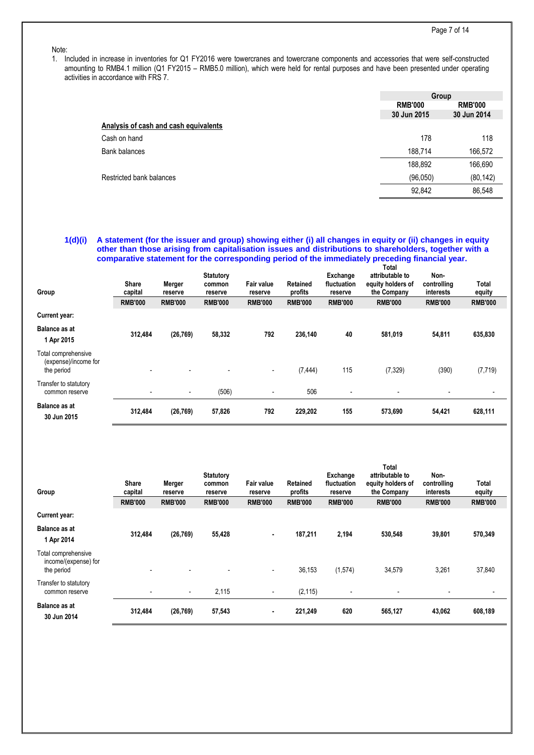Note:

1. Included in increase in inventories for Q1 FY2016 were towercranes and towercrane components and accessories that were self-constructed amounting to RMB4.1 million (Q1 FY2015 – RMB5.0 million), which were held for rental purposes and have been presented under operating activities in accordance with FRS 7.

| | Group | |
|---|---|---|
| | RMB'000 | RMB'000 |
| | 30 Jun 2015 | 30 Jun 2014 |
| **Analysis of cash and cash equivalents** | | |
| Cash on hand | 178 | 118 |
| Bank balances | 188,714 | 166,572 |
| | 188,892 | 166,690 |
| Restricted bank balances | (96,050) | (80,142) |
| | 92,842 | 86,548 |

### 1(d)(i) A statement (for the issuer and group) showing either (i) all changes in equity or (ii) changes in equity other than those arising from capitalisation issues and distributions to shareholders, together with a comparative statement for the corresponding period of the immediately preceding financial year.

| Group | Share capital | Merger reserve | Statutory common reserve | Fair value reserve | Retained profits | Exchange fluctuation reserve | Total attributable to equity holders of the Company | Non-controlling interests | Total equity |
|---|---|---|---|---|---|---|---|---|---|
| | RMB'000 | RMB'000 | RMB'000 | RMB'000 | RMB'000 | RMB'000 | RMB'000 | RMB'000 | RMB'000 |
| **Current year:** | | | | | | | | | |
| **Balance as at 1 Apr 2015** | 312,484 | (26,769) | 58,332 | 792 | 236,140 | 40 | 581,019 | 54,811 | 635,830 |
| Total comprehensive (expense)/income for the period | - | - | - | - | (7,444) | 115 | (7,329) | (390) | (7,719) |
| Transfer to statutory common reserve | - | - | (506) | - | 506 | - | - | - | - |
| **Balance as at 30 Jun 2015** | 312,484 | (26,769) | 57,826 | 792 | 229,202 | 155 | 573,690 | 54,421 | 628,111 |

| Group | Share capital | Merger reserve | Statutory common reserve | Fair value reserve | Retained profits | Exchange fluctuation reserve | Total attributable to equity holders of the Company | Non-controlling interests | Total equity |
|---|---|---|---|---|---|---|---|---|---|
| | RMB'000 | RMB'000 | RMB'000 | RMB'000 | RMB'000 | RMB'000 | RMB'000 | RMB'000 | RMB'000 |
| **Current year:** | | | | | | | | | |
| **Balance as at 1 Apr 2014** | 312,484 | (26,769) | 55,428 | - | 187,211 | 2,194 | 530,548 | 39,801 | 570,349 |
| Total comprehensive income/(expense) for the period | - | - | - | - | 36,153 | (1,574) | 34,579 | 3,261 | 37,840 |
| Transfer to statutory common reserve | - | - | 2,115 | - | (2,115) | - | - | - | - |
| **Balance as at 30 Jun 2014** | 312,484 | (26,769) | 57,543 | - | 221,249 | 620 | 565,127 | 43,062 | 608,189 |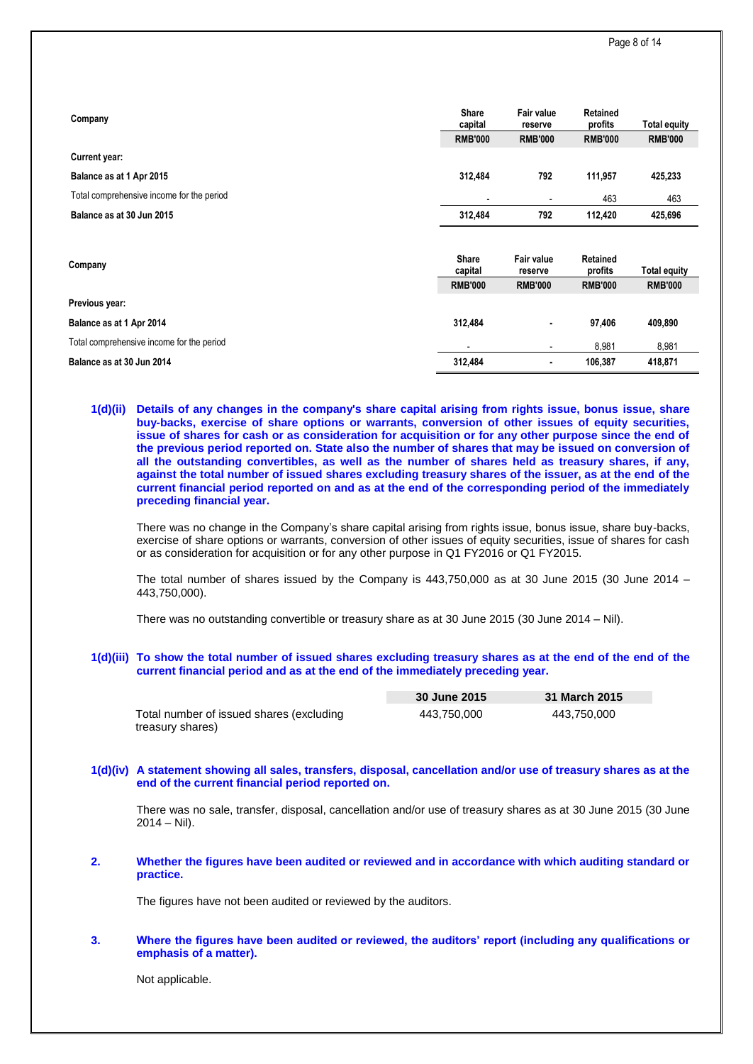| Company | Share capital | Fair value reserve | Retained profits | Total equity |
|---|---|---|---|---|
| | RMB'000 | RMB'000 | RMB'000 | RMB'000 |
| **Current year:** | | | | |
| **Balance as at 1 Apr 2015** | **312,484** | **792** | **111,957** | **425,233** |
| Total comprehensive income for the period | - | - | 463 | 463 |
| **Balance as at 30 Jun 2015** | **312,484** | **792** | **112,420** | **425,696** |

| Company | Share capital | Fair value reserve | Retained profits | Total equity |
|---|---|---|---|---|
| | RMB'000 | RMB'000 | RMB'000 | RMB'000 |
| **Previous year:** | | | | |
| **Balance as at 1 Apr 2014** | **312,484** | **-** | **97,406** | **409,890** |
| Total comprehensive income for the period | - | - | 8,981 | 8,981 |
| **Balance as at 30 Jun 2014** | **312,484** | **-** | **106,387** | **418,871** |

**1(d)(ii) Details of any changes in the company's share capital arising from rights issue, bonus issue, share buy-backs, exercise of share options or warrants, conversion of other issues of equity securities, issue of shares for cash or as consideration for acquisition or for any other purpose since the end of the previous period reported on. State also the number of shares that may be issued on conversion of all the outstanding convertibles, as well as the number of shares held as treasury shares, if any, against the total number of issued shares excluding treasury shares of the issuer, as at the end of the current financial period reported on and as at the end of the corresponding period of the immediately preceding financial year.**

There was no change in the Company's share capital arising from rights issue, bonus issue, share buy-backs, exercise of share options or warrants, conversion of other issues of equity securities, issue of shares for cash or as consideration for acquisition or for any other purpose in Q1 FY2016 or Q1 FY2015.

The total number of shares issued by the Company is 443,750,000 as at 30 June 2015 (30 June 2014 – 443,750,000).

There was no outstanding convertible or treasury share as at 30 June 2015 (30 June 2014 – Nil).

**1(d)(iii) To show the total number of issued shares excluding treasury shares as at the end of the end of the current financial period and as at the end of the immediately preceding year.**

| | 30 June 2015 | 31 March 2015 |
|---|---|---|
| Total number of issued shares (excluding treasury shares) | 443,750,000 | 443,750,000 |

**1(d)(iv) A statement showing all sales, transfers, disposal, cancellation and/or use of treasury shares as at the end of the current financial period reported on.**

There was no sale, transfer, disposal, cancellation and/or use of treasury shares as at 30 June 2015 (30 June 2014 – Nil).

**2. Whether the figures have been audited or reviewed and in accordance with which auditing standard or practice.**

The figures have not been audited or reviewed by the auditors.

**3. Where the figures have been audited or reviewed, the auditors' report (including any qualifications or emphasis of a matter).**

Not applicable.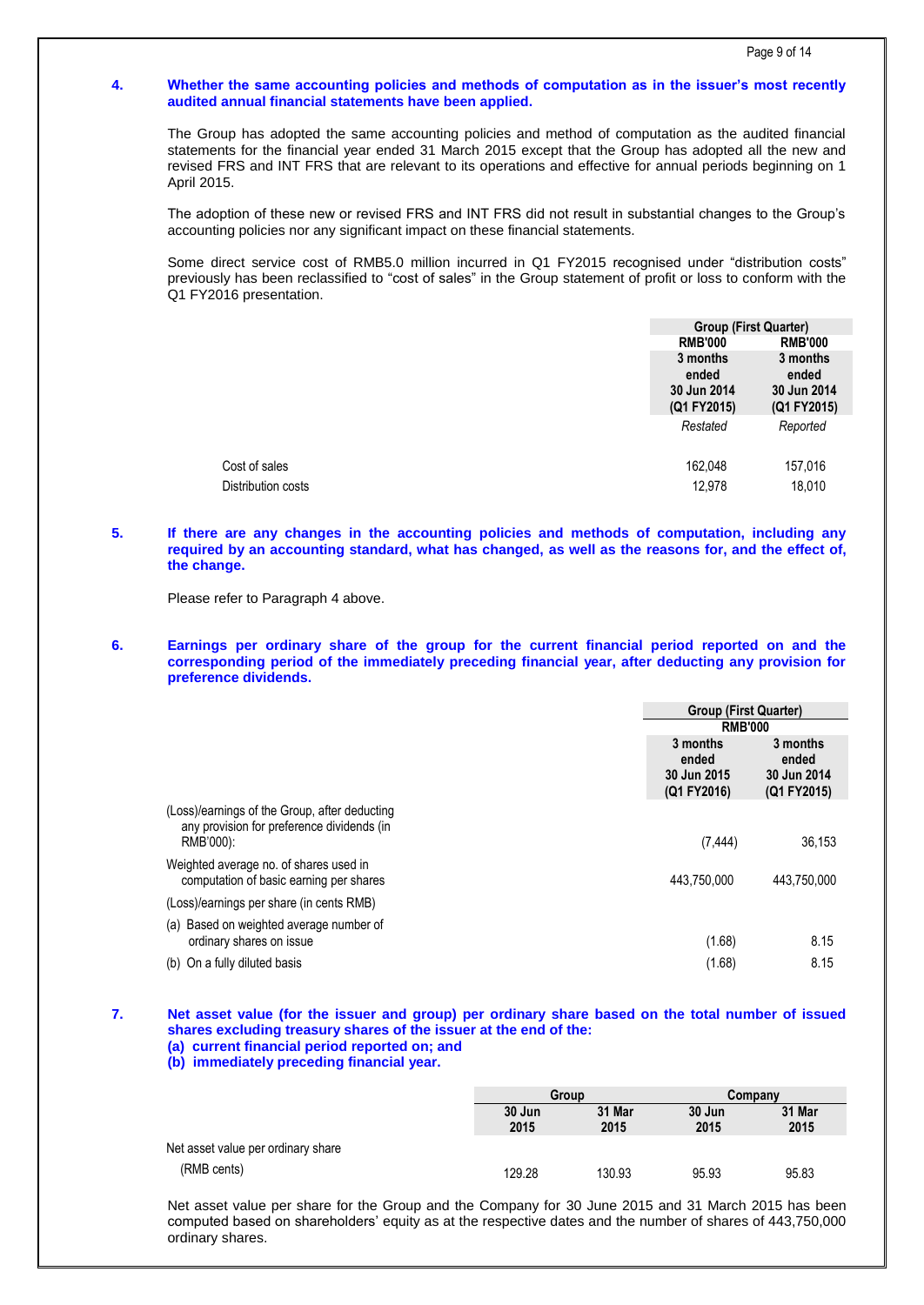**4. Whether the same accounting policies and methods of computation as in the issuer's most recently audited annual financial statements have been applied.**

The Group has adopted the same accounting policies and method of computation as the audited financial statements for the financial year ended 31 March 2015 except that the Group has adopted all the new and revised FRS and INT FRS that are relevant to its operations and effective for annual periods beginning on 1 April 2015.

The adoption of these new or revised FRS and INT FRS did not result in substantial changes to the Group's accounting policies nor any significant impact on these financial statements.

Some direct service cost of RMB5.0 million incurred in Q1 FY2015 recognised under "distribution costs" previously has been reclassified to "cost of sales" in the Group statement of profit or loss to conform with the Q1 FY2016 presentation.

| | Group (First Quarter) | |
|---|---|---|
| | RMB'000 | RMB'000 |
| | 3 months ended 30 Jun 2014 (Q1 FY2015) | 3 months ended 30 Jun 2014 (Q1 FY2015) |
| | *Restated* | *Reported* |
| Cost of sales | 162,048 | 157,016 |
| Distribution costs | 12,978 | 18,010 |

**5. If there are any changes in the accounting policies and methods of computation, including any required by an accounting standard, what has changed, as well as the reasons for, and the effect of, the change.**

Please refer to Paragraph 4 above.

**6. Earnings per ordinary share of the group for the current financial period reported on and the corresponding period of the immediately preceding financial year, after deducting any provision for preference dividends.**

| | Group (First Quarter) | |
|---|---|---|
| | RMB'000 | |
| | 3 months ended 30 Jun 2015 (Q1 FY2016) | 3 months ended 30 Jun 2014 (Q1 FY2015) |
| (Loss)/earnings of the Group, after deducting any provision for preference dividends (in RMB'000): | (7,444) | 36,153 |
| Weighted average no. of shares used in computation of basic earning per shares | 443,750,000 | 443,750,000 |
| (Loss)/earnings per share (in cents RMB) | | |
| (a) Based on weighted average number of ordinary shares on issue | (1.68) | 8.15 |
| (b) On a fully diluted basis | (1.68) | 8.15 |

**7. Net asset value (for the issuer and group) per ordinary share based on the total number of issued shares excluding treasury shares of the issuer at the end of the:**
**(a) current financial period reported on; and**
**(b) immediately preceding financial year.**

| | Group | | Company | |
|---|---|---|---|---|
| | 30 Jun 2015 | 31 Mar 2015 | 30 Jun 2015 | 31 Mar 2015 |
| Net asset value per ordinary share (RMB cents) | 129.28 | 130.93 | 95.93 | 95.83 |

Net asset value per share for the Group and the Company for 30 June 2015 and 31 March 2015 has been computed based on shareholders' equity as at the respective dates and the number of shares of 443,750,000 ordinary shares.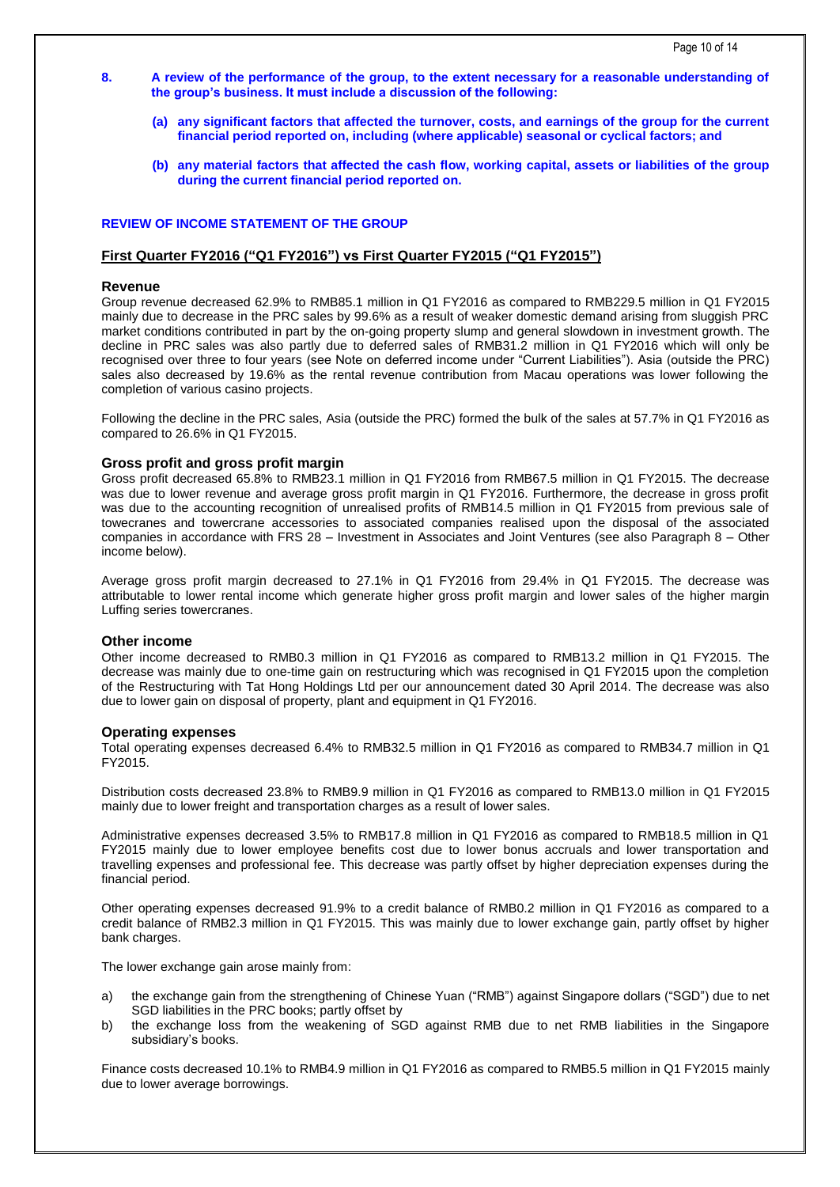**8. A review of the performance of the group, to the extent necessary for a reasonable understanding of the group's business. It must include a discussion of the following:**

**(a) any significant factors that affected the turnover, costs, and earnings of the group for the current financial period reported on, including (where applicable) seasonal or cyclical factors; and**

**(b) any material factors that affected the cash flow, working capital, assets or liabilities of the group during the current financial period reported on.**

## REVIEW OF INCOME STATEMENT OF THE GROUP

### First Quarter FY2016 ("Q1 FY2016") vs First Quarter FY2015 ("Q1 FY2015")

#### Revenue

Group revenue decreased 62.9% to RMB85.1 million in Q1 FY2016 as compared to RMB229.5 million in Q1 FY2015 mainly due to decrease in the PRC sales by 99.6% as a result of weaker domestic demand arising from sluggish PRC market conditions contributed in part by the on-going property slump and general slowdown in investment growth. The decline in PRC sales was also partly due to deferred sales of RMB31.2 million in Q1 FY2016 which will only be recognised over three to four years (see Note on deferred income under "Current Liabilities"). Asia (outside the PRC) sales also decreased by 19.6% as the rental revenue contribution from Macau operations was lower following the completion of various casino projects.

Following the decline in the PRC sales, Asia (outside the PRC) formed the bulk of the sales at 57.7% in Q1 FY2016 as compared to 26.6% in Q1 FY2015.

#### Gross profit and gross profit margin

Gross profit decreased 65.8% to RMB23.1 million in Q1 FY2016 from RMB67.5 million in Q1 FY2015. The decrease was due to lower revenue and average gross profit margin in Q1 FY2016. Furthermore, the decrease in gross profit was due to the accounting recognition of unrealised profits of RMB14.5 million in Q1 FY2015 from previous sale of towecranes and towercrane accessories to associated companies realised upon the disposal of the associated companies in accordance with FRS 28 – Investment in Associates and Joint Ventures (see also Paragraph 8 – Other income below).

Average gross profit margin decreased to 27.1% in Q1 FY2016 from 29.4% in Q1 FY2015. The decrease was attributable to lower rental income which generate higher gross profit margin and lower sales of the higher margin Luffing series towercranes.

#### Other income

Other income decreased to RMB0.3 million in Q1 FY2016 as compared to RMB13.2 million in Q1 FY2015. The decrease was mainly due to one-time gain on restructuring which was recognised in Q1 FY2015 upon the completion of the Restructuring with Tat Hong Holdings Ltd per our announcement dated 30 April 2014. The decrease was also due to lower gain on disposal of property, plant and equipment in Q1 FY2016.

#### Operating expenses

Total operating expenses decreased 6.4% to RMB32.5 million in Q1 FY2016 as compared to RMB34.7 million in Q1 FY2015.

Distribution costs decreased 23.8% to RMB9.9 million in Q1 FY2016 as compared to RMB13.0 million in Q1 FY2015 mainly due to lower freight and transportation charges as a result of lower sales.

Administrative expenses decreased 3.5% to RMB17.8 million in Q1 FY2016 as compared to RMB18.5 million in Q1 FY2015 mainly due to lower employee benefits cost due to lower bonus accruals and lower transportation and travelling expenses and professional fee. This decrease was partly offset by higher depreciation expenses during the financial period.

Other operating expenses decreased 91.9% to a credit balance of RMB0.2 million in Q1 FY2016 as compared to a credit balance of RMB2.3 million in Q1 FY2015. This was mainly due to lower exchange gain, partly offset by higher bank charges.

The lower exchange gain arose mainly from:

a) the exchange gain from the strengthening of Chinese Yuan ("RMB") against Singapore dollars ("SGD") due to net SGD liabilities in the PRC books; partly offset by
b) the exchange loss from the weakening of SGD against RMB due to net RMB liabilities in the Singapore subsidiary's books.

Finance costs decreased 10.1% to RMB4.9 million in Q1 FY2016 as compared to RMB5.5 million in Q1 FY2015 mainly due to lower average borrowings.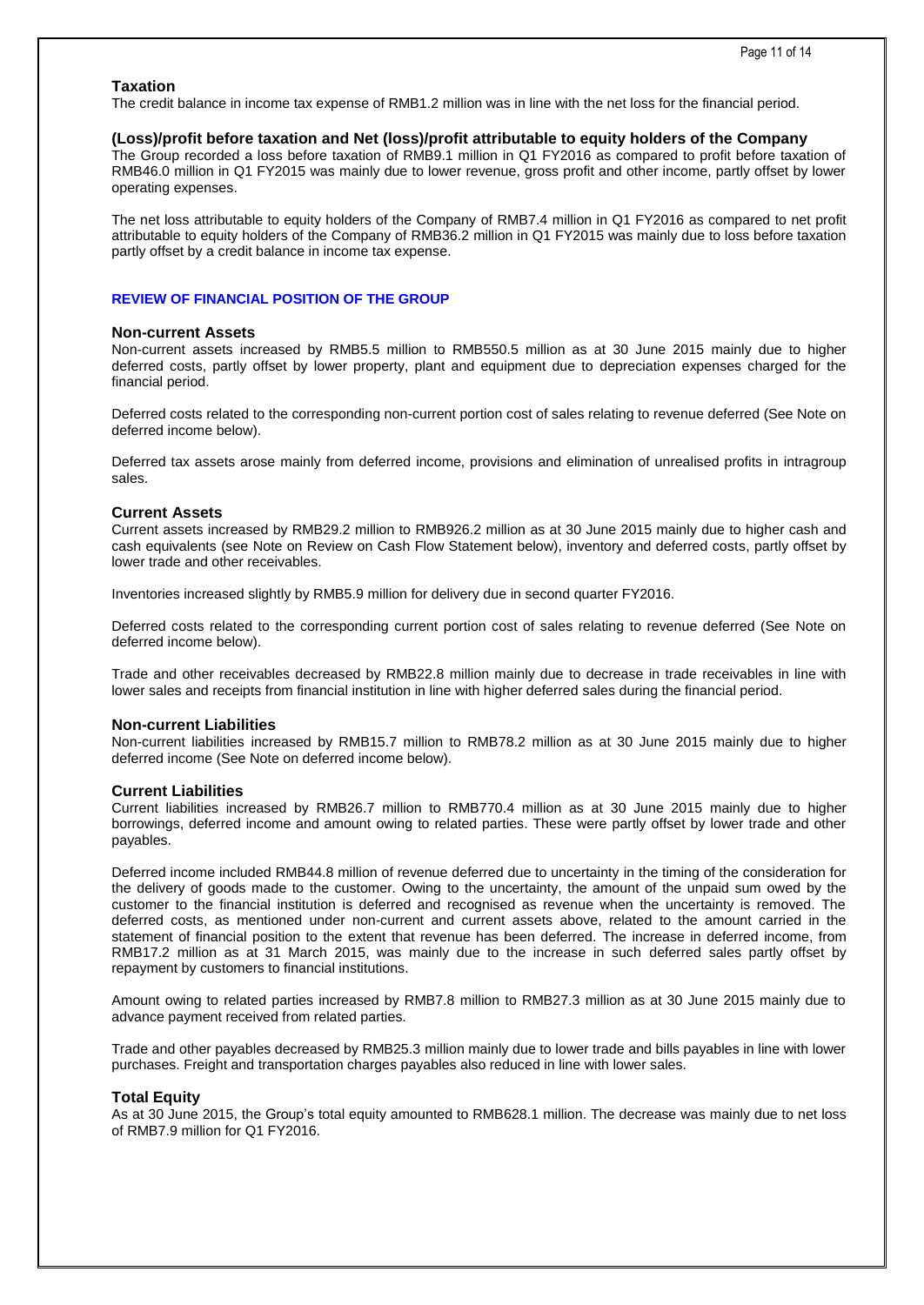### Taxation

The credit balance in income tax expense of RMB1.2 million was in line with the net loss for the financial period.

### (Loss)/profit before taxation and Net (loss)/profit attributable to equity holders of the Company

The Group recorded a loss before taxation of RMB9.1 million in Q1 FY2016 as compared to profit before taxation of RMB46.0 million in Q1 FY2015 was mainly due to lower revenue, gross profit and other income, partly offset by lower operating expenses.

The net loss attributable to equity holders of the Company of RMB7.4 million in Q1 FY2016 as compared to net profit attributable to equity holders of the Company of RMB36.2 million in Q1 FY2015 was mainly due to loss before taxation partly offset by a credit balance in income tax expense.

## REVIEW OF FINANCIAL POSITION OF THE GROUP

### Non-current Assets

Non-current assets increased by RMB5.5 million to RMB550.5 million as at 30 June 2015 mainly due to higher deferred costs, partly offset by lower property, plant and equipment due to depreciation expenses charged for the financial period.

Deferred costs related to the corresponding non-current portion cost of sales relating to revenue deferred (See Note on deferred income below).

Deferred tax assets arose mainly from deferred income, provisions and elimination of unrealised profits in intragroup sales.

### Current Assets

Current assets increased by RMB29.2 million to RMB926.2 million as at 30 June 2015 mainly due to higher cash and cash equivalents (see Note on Review on Cash Flow Statement below), inventory and deferred costs, partly offset by lower trade and other receivables.

Inventories increased slightly by RMB5.9 million for delivery due in second quarter FY2016.

Deferred costs related to the corresponding current portion cost of sales relating to revenue deferred (See Note on deferred income below).

Trade and other receivables decreased by RMB22.8 million mainly due to decrease in trade receivables in line with lower sales and receipts from financial institution in line with higher deferred sales during the financial period.

### Non-current Liabilities

Non-current liabilities increased by RMB15.7 million to RMB78.2 million as at 30 June 2015 mainly due to higher deferred income (See Note on deferred income below).

### Current Liabilities

Current liabilities increased by RMB26.7 million to RMB770.4 million as at 30 June 2015 mainly due to higher borrowings, deferred income and amount owing to related parties. These were partly offset by lower trade and other payables.

Deferred income included RMB44.8 million of revenue deferred due to uncertainty in the timing of the consideration for the delivery of goods made to the customer. Owing to the uncertainty, the amount of the unpaid sum owed by the customer to the financial institution is deferred and recognised as revenue when the uncertainty is removed. The deferred costs, as mentioned under non-current and current assets above, related to the amount carried in the statement of financial position to the extent that revenue has been deferred. The increase in deferred income, from RMB17.2 million as at 31 March 2015, was mainly due to the increase in such deferred sales partly offset by repayment by customers to financial institutions.

Amount owing to related parties increased by RMB7.8 million to RMB27.3 million as at 30 June 2015 mainly due to advance payment received from related parties.

Trade and other payables decreased by RMB25.3 million mainly due to lower trade and bills payables in line with lower purchases. Freight and transportation charges payables also reduced in line with lower sales.

### Total Equity

As at 30 June 2015, the Group's total equity amounted to RMB628.1 million. The decrease was mainly due to net loss of RMB7.9 million for Q1 FY2016.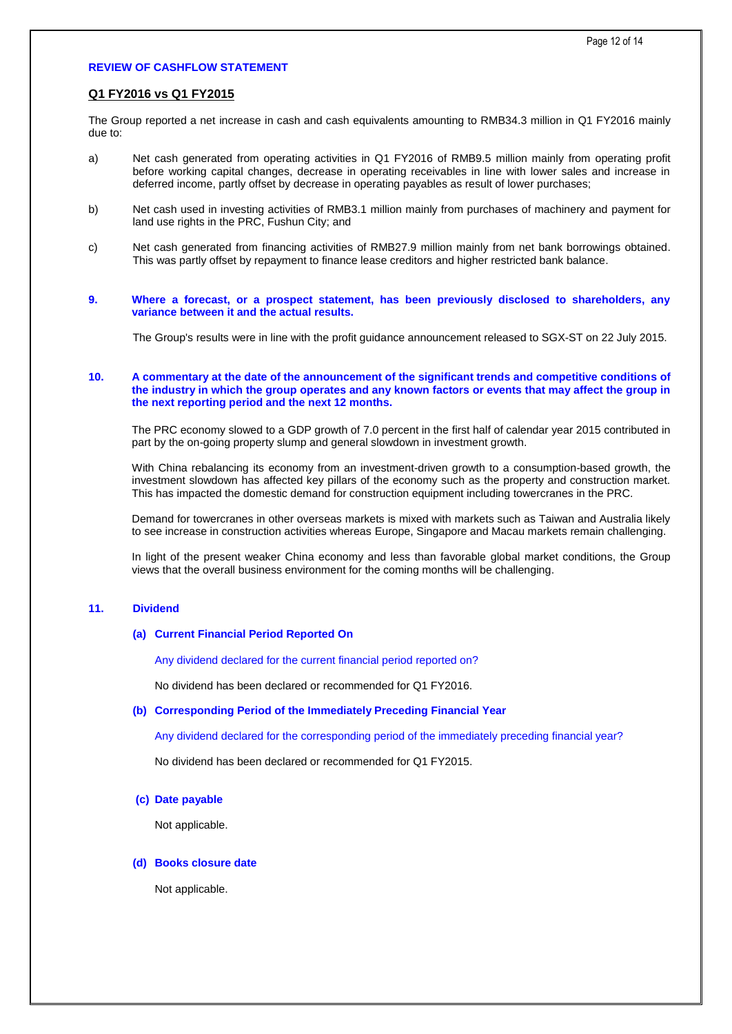**REVIEW OF CASHFLOW STATEMENT**

**Q1 FY2016 vs Q1 FY2015**

The Group reported a net increase in cash and cash equivalents amounting to RMB34.3 million in Q1 FY2016 mainly due to:

a) Net cash generated from operating activities in Q1 FY2016 of RMB9.5 million mainly from operating profit before working capital changes, decrease in operating receivables in line with lower sales and increase in deferred income, partly offset by decrease in operating payables as result of lower purchases;

b) Net cash used in investing activities of RMB3.1 million mainly from purchases of machinery and payment for land use rights in the PRC, Fushun City; and

c) Net cash generated from financing activities of RMB27.9 million mainly from net bank borrowings obtained. This was partly offset by repayment to finance lease creditors and higher restricted bank balance.

**9. Where a forecast, or a prospect statement, has been previously disclosed to shareholders, any variance between it and the actual results.**

The Group's results were in line with the profit guidance announcement released to SGX-ST on 22 July 2015.

**10. A commentary at the date of the announcement of the significant trends and competitive conditions of the industry in which the group operates and any known factors or events that may affect the group in the next reporting period and the next 12 months.**

The PRC economy slowed to a GDP growth of 7.0 percent in the first half of calendar year 2015 contributed in part by the on-going property slump and general slowdown in investment growth.

With China rebalancing its economy from an investment-driven growth to a consumption-based growth, the investment slowdown has affected key pillars of the economy such as the property and construction market. This has impacted the domestic demand for construction equipment including towercranes in the PRC.

Demand for towercranes in other overseas markets is mixed with markets such as Taiwan and Australia likely to see increase in construction activities whereas Europe, Singapore and Macau markets remain challenging.

In light of the present weaker China economy and less than favorable global market conditions, the Group views that the overall business environment for the coming months will be challenging.

**11. Dividend**

**(a) Current Financial Period Reported On**

Any dividend declared for the current financial period reported on?

No dividend has been declared or recommended for Q1 FY2016.

**(b) Corresponding Period of the Immediately Preceding Financial Year**

Any dividend declared for the corresponding period of the immediately preceding financial year?

No dividend has been declared or recommended for Q1 FY2015.

**(c) Date payable**

Not applicable.

**(d) Books closure date**

Not applicable.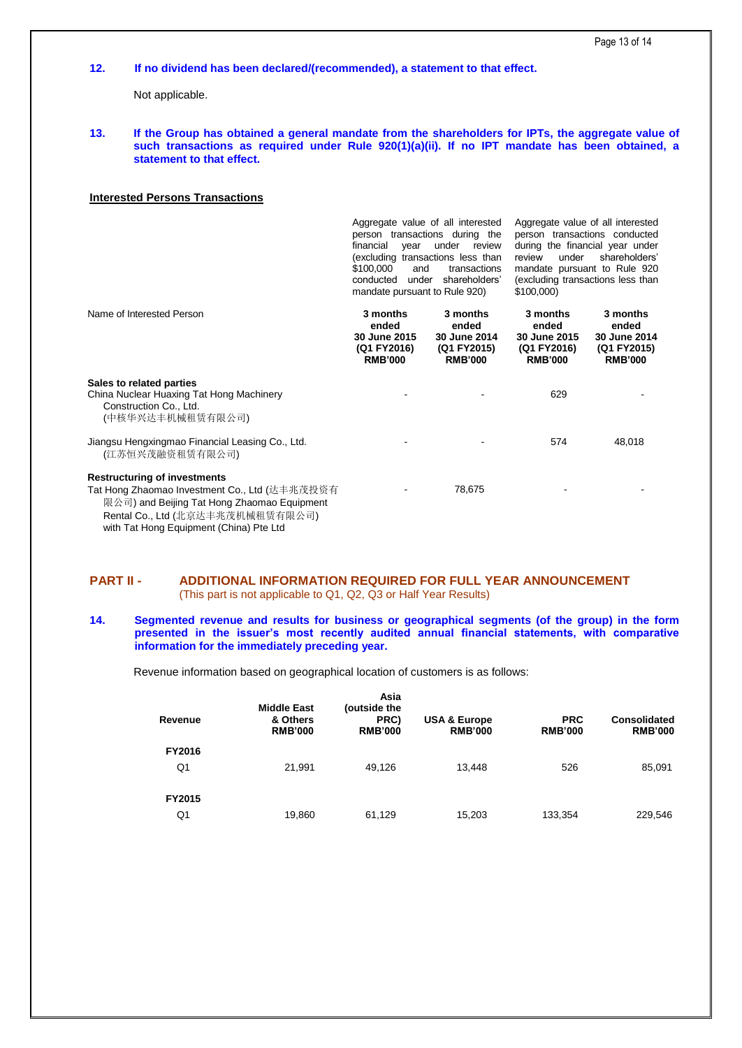**12. If no dividend has been declared/(recommended), a statement to that effect.**

Not applicable.

**13. If the Group has obtained a general mandate from the shareholders for IPTs, the aggregate value of such transactions as required under Rule 920(1)(a)(ii). If no IPT mandate has been obtained, a statement to that effect.**

**Interested Persons Transactions**

| Name of Interested Person | Aggregate value of all interested person transactions during the financial year under review (excluding transactions less than $100,000 and transactions conducted under shareholders' mandate pursuant to Rule 920) | | Aggregate value of all interested person transactions conducted during the financial year under review under shareholders' mandate pursuant to Rule 920 (excluding transactions less than $100,000) | |
|---|---|---|---|---|
| | **3 months ended 30 June 2015 (Q1 FY2016) RMB'000** | **3 months ended 30 June 2014 (Q1 FY2015) RMB'000** | **3 months ended 30 June 2015 (Q1 FY2016) RMB'000** | **3 months ended 30 June 2014 (Q1 FY2015) RMB'000** |
| **Sales to related parties** | | | | |
| China Nuclear Huaxing Tat Hong Machinery Construction Co., Ltd. (中核华兴达丰机械租赁有限公司) | - | - | 629 | - |
| Jiangsu Hengxingmao Financial Leasing Co., Ltd. (江苏恒兴茂融资租赁有限公司) | - | - | 574 | 48,018 |
| **Restructuring of investments** | | | | |
| Tat Hong Zhaomao Investment Co., Ltd (达丰兆茂投资有限公司) and Beijing Tat Hong Zhaomao Equipment Rental Co., Ltd (北京达丰兆茂机械租赁有限公司) with Tat Hong Equipment (China) Pte Ltd | - | 78,675 | - | - |

## PART II - ADDITIONAL INFORMATION REQUIRED FOR FULL YEAR ANNOUNCEMENT

(This part is not applicable to Q1, Q2, Q3 or Half Year Results)

**14. Segmented revenue and results for business or geographical segments (of the group) in the form presented in the issuer's most recently audited annual financial statements, with comparative information for the immediately preceding year.**

Revenue information based on geographical location of customers is as follows:

| Revenue | Middle East & Others RMB'000 | Asia (outside the PRC) RMB'000 | USA & Europe RMB'000 | PRC RMB'000 | Consolidated RMB'000 |
|---|---|---|---|---|---|
| **FY2016** | | | | | |
| Q1 | 21,991 | 49,126 | 13,448 | 526 | 85,091 |
| **FY2015** | | | | | |
| Q1 | 19,860 | 61,129 | 15,203 | 133,354 | 229,546 |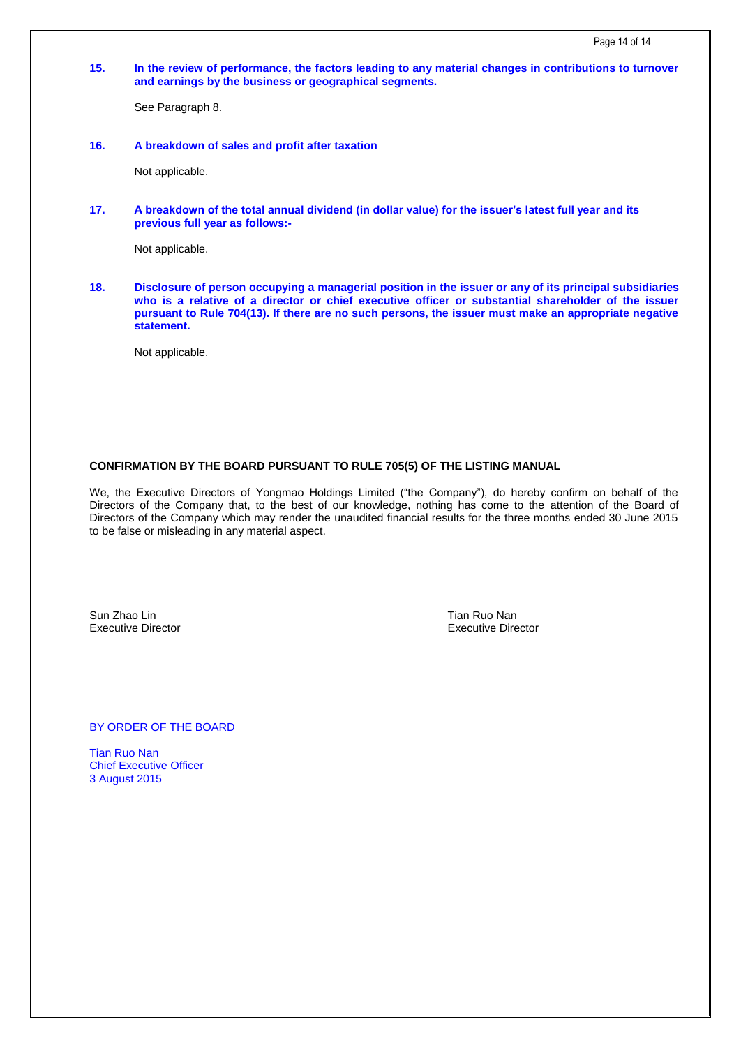**15. In the review of performance, the factors leading to any material changes in contributions to turnover and earnings by the business or geographical segments.**

See Paragraph 8.

**16. A breakdown of sales and profit after taxation**

Not applicable.

**17. A breakdown of the total annual dividend (in dollar value) for the issuer's latest full year and its previous full year as follows:-**

Not applicable.

**18. Disclosure of person occupying a managerial position in the issuer or any of its principal subsidiaries who is a relative of a director or chief executive officer or substantial shareholder of the issuer pursuant to Rule 704(13). If there are no such persons, the issuer must make an appropriate negative statement.**

Not applicable.

**CONFIRMATION BY THE BOARD PURSUANT TO RULE 705(5) OF THE LISTING MANUAL**

We, the Executive Directors of Yongmao Holdings Limited ("the Company"), do hereby confirm on behalf of the Directors of the Company that, to the best of our knowledge, nothing has come to the attention of the Board of Directors of the Company which may render the unaudited financial results for the three months ended 30 June 2015 to be false or misleading in any material aspect.

Sun Zhao Lin
Executive Director

Tian Ruo Nan
Executive Director

BY ORDER OF THE BOARD

Tian Ruo Nan
Chief Executive Officer
3 August 2015